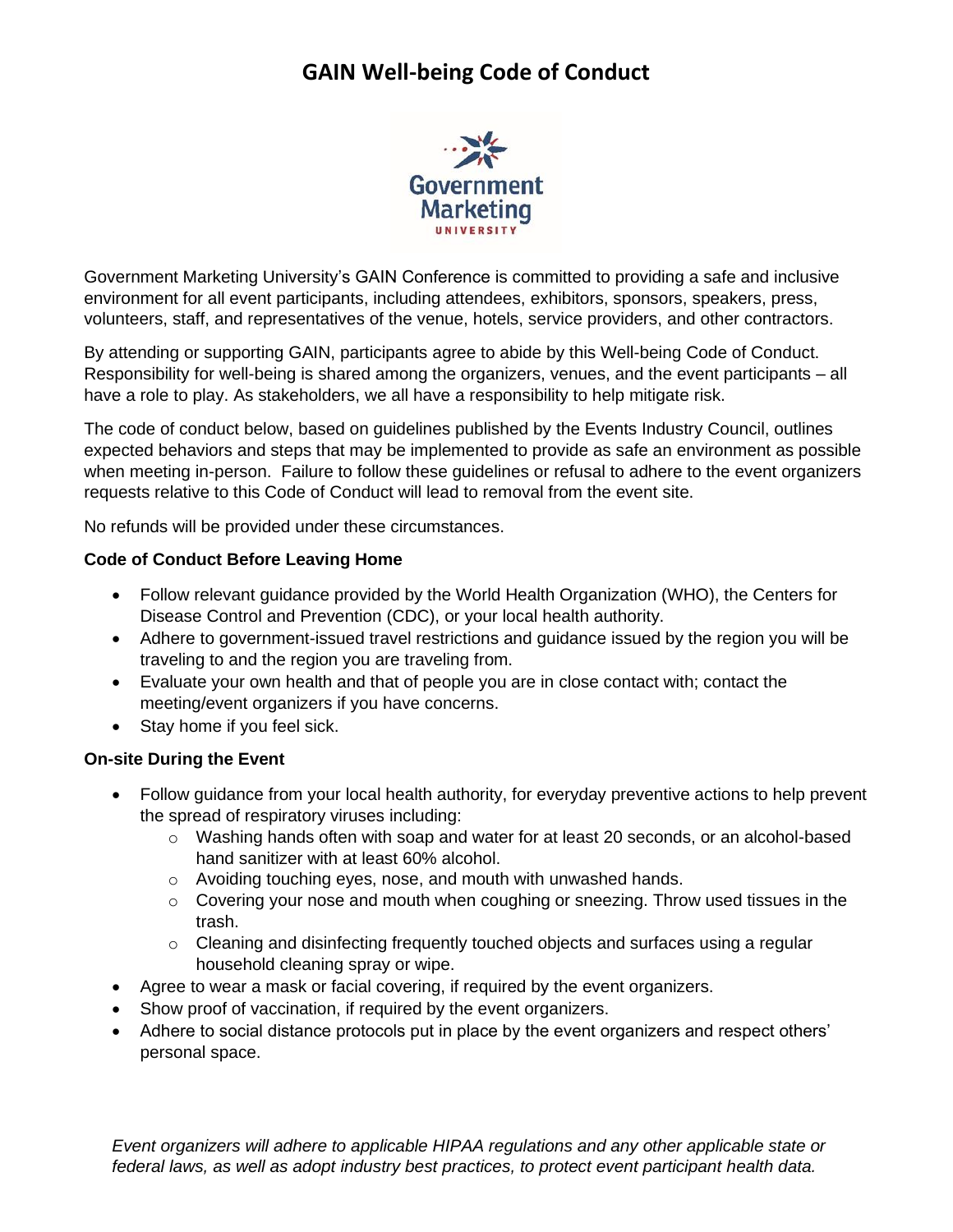# GAIN Well-being Code of Conduct

Government Marketing University's GAIN Conference is committed to providing a safe and inclusive environment for all event participants, including attendees, exhibitors, sponsors, speakers, press, volunteers, staff, and representatives of the venue, hotels, service providers, and other contractors.

By attending or supporting GAIN, participants agree to abide by this Well-being Code of Conduct. Responsibility for well-being is shared among the organizers, venues, and the event participants – all have a role to play. As stakeholders, we all have a responsibility to help mitigate risk.

The code of conduct below, based on guidelines published by the Events Industry Council, outlines expected behaviors and steps that may be implemented to provide as safe an environment as possible when meeting in-person. Failure to follow these guidelines or refusal to adhere to the event organizers requests relative to this Code of Conduct will lead to removal from the event site.

No refunds will be provided under these circumstances.

**Code of Conduct Before Leaving Home**

- Follow relevant guidance provided by the World Health Organization (WHO), the Centers for Disease Control and Prevention (CDC), or your local health authority.
- Adhere to government-issued travel restrictions and guidance issued by the region you will be traveling to and the region you are traveling from.
- Evaluate your own health and that of people you are in close contact with; contact the meeting/event organizers if you have concerns.
- Stay home if you feel sick.

**On-site During the Event**

- Follow guidance from your local health authority, for everyday preventive actions to help prevent the spread of respiratory viruses including:
  - Washing hands often with soap and water for at least 20 seconds, or an alcohol-based hand sanitizer with at least 60% alcohol.
  - Avoiding touching eyes, nose, and mouth with unwashed hands.
  - Covering your nose and mouth when coughing or sneezing. Throw used tissues in the trash.
  - Cleaning and disinfecting frequently touched objects and surfaces using a regular household cleaning spray or wipe.
- Agree to wear a mask or facial covering, if required by the event organizers.
- Show proof of vaccination, if required by the event organizers.
- Adhere to social distance protocols put in place by the event organizers and respect others' personal space.

*Event organizers will adhere to applicable HIPAA regulations and any other applicable state or federal laws, as well as adopt industry best practices, to protect event participant health data.*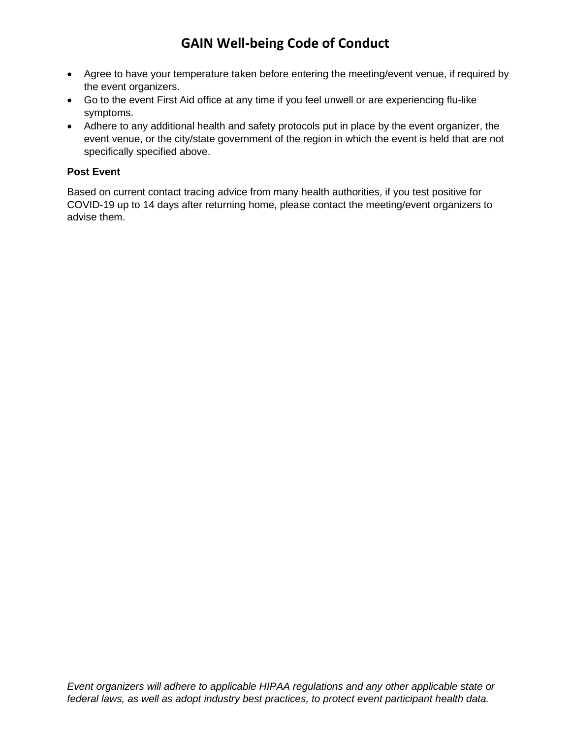# GAIN Well-being Code of Conduct

- Agree to have your temperature taken before entering the meeting/event venue, if required by the event organizers.
- Go to the event First Aid office at any time if you feel unwell or are experiencing flu-like symptoms.
- Adhere to any additional health and safety protocols put in place by the event organizer, the event venue, or the city/state government of the region in which the event is held that are not specifically specified above.

**Post Event**

Based on current contact tracing advice from many health authorities, if you test positive for COVID-19 up to 14 days after returning home, please contact the meeting/event organizers to advise them.

*Event organizers will adhere to applicable HIPAA regulations and any other applicable state or federal laws, as well as adopt industry best practices, to protect event participant health data.*